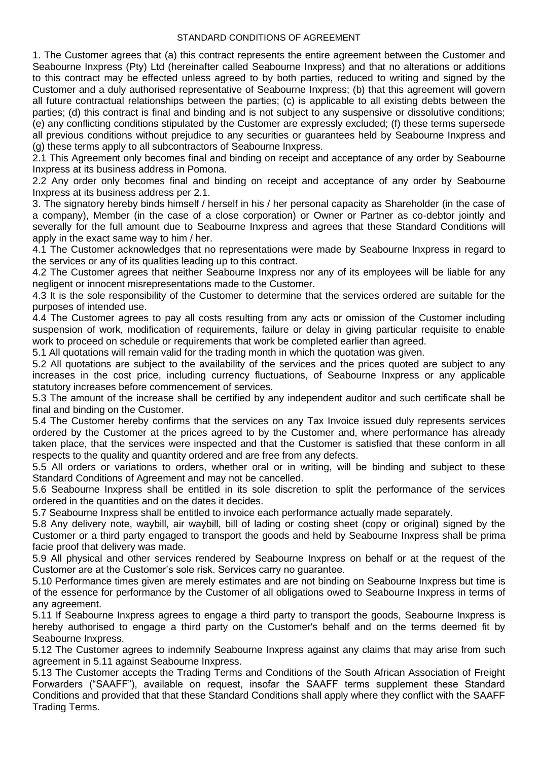# STANDARD CONDITIONS OF AGREEMENT

1. The Customer agrees that (a) this contract represents the entire agreement between the Customer and Seabourne Inxpress (Pty) Ltd (hereinafter called Seabourne Inxpress) and that no alterations or additions to this contract may be effected unless agreed to by both parties, reduced to writing and signed by the Customer and a duly authorised representative of Seabourne Inxpress; (b) that this agreement will govern all future contractual relationships between the parties; (c) is applicable to all existing debts between the parties; (d) this contract is final and binding and is not subject to any suspensive or dissolutive conditions; (e) any conflicting conditions stipulated by the Customer are expressly excluded; (f) these terms supersede all previous conditions without prejudice to any securities or guarantees held by Seabourne Inxpress and (g) these terms apply to all subcontractors of Seabourne Inxpress.

2.1 This Agreement only becomes final and binding on receipt and acceptance of any order by Seabourne Inxpress at its business address in Pomona.

2.2 Any order only becomes final and binding on receipt and acceptance of any order by Seabourne Inxpress at its business address per 2.1.

3. The signatory hereby binds himself / herself in his / her personal capacity as Shareholder (in the case of a company), Member (in the case of a close corporation) or Owner or Partner as co-debtor jointly and severally for the full amount due to Seabourne Inxpress and agrees that these Standard Conditions will apply in the exact same way to him / her.

4.1 The Customer acknowledges that no representations were made by Seabourne Inxpress in regard to the services or any of its qualities leading up to this contract.

4.2 The Customer agrees that neither Seabourne Inxpress nor any of its employees will be liable for any negligent or innocent misrepresentations made to the Customer.

4.3 It is the sole responsibility of the Customer to determine that the services ordered are suitable for the purposes of intended use.

4.4 The Customer agrees to pay all costs resulting from any acts or omission of the Customer including suspension of work, modification of requirements, failure or delay in giving particular requisite to enable work to proceed on schedule or requirements that work be completed earlier than agreed.

5.1 All quotations will remain valid for the trading month in which the quotation was given.

5.2 All quotations are subject to the availability of the services and the prices quoted are subject to any increases in the cost price, including currency fluctuations, of Seabourne Inxpress or any applicable statutory increases before commencement of services.

5.3 The amount of the increase shall be certified by any independent auditor and such certificate shall be final and binding on the Customer.

5.4 The Customer hereby confirms that the services on any Tax Invoice issued duly represents services ordered by the Customer at the prices agreed to by the Customer and, where performance has already taken place, that the services were inspected and that the Customer is satisfied that these conform in all respects to the quality and quantity ordered and are free from any defects.

5.5 All orders or variations to orders, whether oral or in writing, will be binding and subject to these Standard Conditions of Agreement and may not be cancelled.

5.6 Seabourne Inxpress shall be entitled in its sole discretion to split the performance of the services ordered in the quantities and on the dates it decides.

5.7 Seabourne Inxpress shall be entitled to invoice each performance actually made separately.

5.8 Any delivery note, waybill, air waybill, bill of lading or costing sheet (copy or original) signed by the Customer or a third party engaged to transport the goods and held by Seabourne Inxpress shall be prima facie proof that delivery was made.

5.9 All physical and other services rendered by Seabourne Inxpress on behalf or at the request of the Customer are at the Customer's sole risk. Services carry no guarantee.

5.10 Performance times given are merely estimates and are not binding on Seabourne Inxpress but time is of the essence for performance by the Customer of all obligations owed to Seabourne Inxpress in terms of any agreement.

5.11 If Seabourne Inxpress agrees to engage a third party to transport the goods, Seabourne Inxpress is hereby authorised to engage a third party on the Customer's behalf and on the terms deemed fit by Seabourne Inxpress.

5.12 The Customer agrees to indemnify Seabourne Inxpress against any claims that may arise from such agreement in 5.11 against Seabourne Inxpress.

5.13 The Customer accepts the Trading Terms and Conditions of the South African Association of Freight Forwarders ("SAAFF"), available on request, insofar the SAAFF terms supplement these Standard Conditions and provided that that these Standard Conditions shall apply where they conflict with the SAAFF Trading Terms.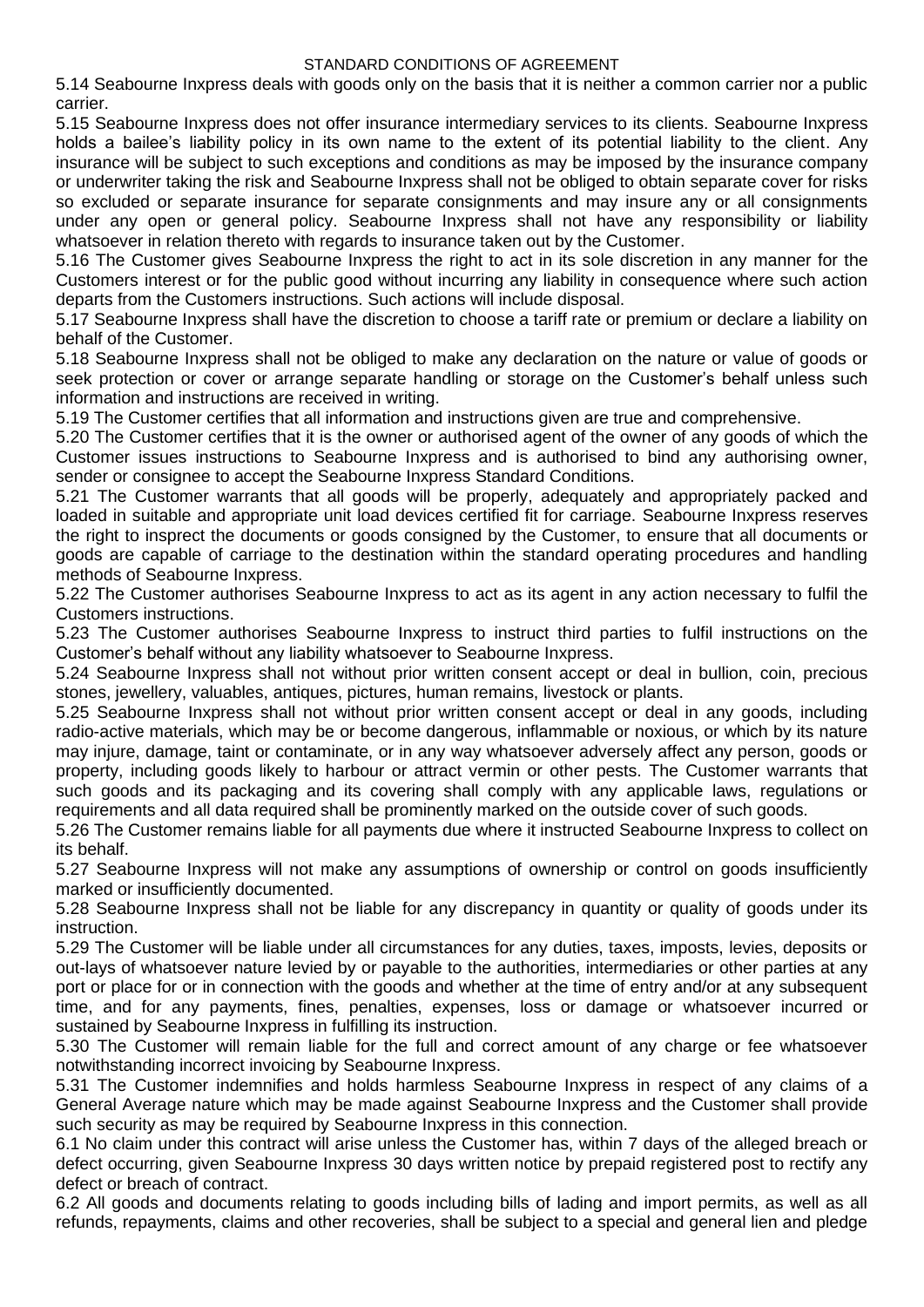STANDARD CONDITIONS OF AGREEMENT

5.14 Seabourne Inxpress deals with goods only on the basis that it is neither a common carrier nor a public carrier.

5.15 Seabourne Inxpress does not offer insurance intermediary services to its clients. Seabourne Inxpress holds a bailee's liability policy in its own name to the extent of its potential liability to the client. Any insurance will be subject to such exceptions and conditions as may be imposed by the insurance company or underwriter taking the risk and Seabourne Inxpress shall not be obliged to obtain separate cover for risks so excluded or separate insurance for separate consignments and may insure any or all consignments under any open or general policy. Seabourne Inxpress shall not have any responsibility or liability whatsoever in relation thereto with regards to insurance taken out by the Customer.

5.16 The Customer gives Seabourne Inxpress the right to act in its sole discretion in any manner for the Customers interest or for the public good without incurring any liability in consequence where such action departs from the Customers instructions. Such actions will include disposal.

5.17 Seabourne Inxpress shall have the discretion to choose a tariff rate or premium or declare a liability on behalf of the Customer.

5.18 Seabourne Inxpress shall not be obliged to make any declaration on the nature or value of goods or seek protection or cover or arrange separate handling or storage on the Customer's behalf unless such information and instructions are received in writing.

5.19 The Customer certifies that all information and instructions given are true and comprehensive.

5.20 The Customer certifies that it is the owner or authorised agent of the owner of any goods of which the Customer issues instructions to Seabourne Inxpress and is authorised to bind any authorising owner, sender or consignee to accept the Seabourne Inxpress Standard Conditions.

5.21 The Customer warrants that all goods will be properly, adequately and appropriately packed and loaded in suitable and appropriate unit load devices certified fit for carriage. Seabourne Inxpress reserves the right to insprect the documents or goods consigned by the Customer, to ensure that all documents or goods are capable of carriage to the destination within the standard operating procedures and handling methods of Seabourne Inxpress.

5.22 The Customer authorises Seabourne Inxpress to act as its agent in any action necessary to fulfil the Customers instructions.

5.23 The Customer authorises Seabourne Inxpress to instruct third parties to fulfil instructions on the Customer's behalf without any liability whatsoever to Seabourne Inxpress.

5.24 Seabourne Inxpress shall not without prior written consent accept or deal in bullion, coin, precious stones, jewellery, valuables, antiques, pictures, human remains, livestock or plants.

5.25 Seabourne Inxpress shall not without prior written consent accept or deal in any goods, including radio-active materials, which may be or become dangerous, inflammable or noxious, or which by its nature may injure, damage, taint or contaminate, or in any way whatsoever adversely affect any person, goods or property, including goods likely to harbour or attract vermin or other pests. The Customer warrants that such goods and its packaging and its covering shall comply with any applicable laws, regulations or requirements and all data required shall be prominently marked on the outside cover of such goods.

5.26 The Customer remains liable for all payments due where it instructed Seabourne Inxpress to collect on its behalf.

5.27 Seabourne Inxpress will not make any assumptions of ownership or control on goods insufficiently marked or insufficiently documented.

5.28 Seabourne Inxpress shall not be liable for any discrepancy in quantity or quality of goods under its instruction.

5.29 The Customer will be liable under all circumstances for any duties, taxes, imposts, levies, deposits or out-lays of whatsoever nature levied by or payable to the authorities, intermediaries or other parties at any port or place for or in connection with the goods and whether at the time of entry and/or at any subsequent time, and for any payments, fines, penalties, expenses, loss or damage or whatsoever incurred or sustained by Seabourne Inxpress in fulfilling its instruction.

5.30 The Customer will remain liable for the full and correct amount of any charge or fee whatsoever notwithstanding incorrect invoicing by Seabourne Inxpress.

5.31 The Customer indemnifies and holds harmless Seabourne Inxpress in respect of any claims of a General Average nature which may be made against Seabourne Inxpress and the Customer shall provide such security as may be required by Seabourne Inxpress in this connection.

6.1 No claim under this contract will arise unless the Customer has, within 7 days of the alleged breach or defect occurring, given Seabourne Inxpress 30 days written notice by prepaid registered post to rectify any defect or breach of contract.

6.2 All goods and documents relating to goods including bills of lading and import permits, as well as all refunds, repayments, claims and other recoveries, shall be subject to a special and general lien and pledge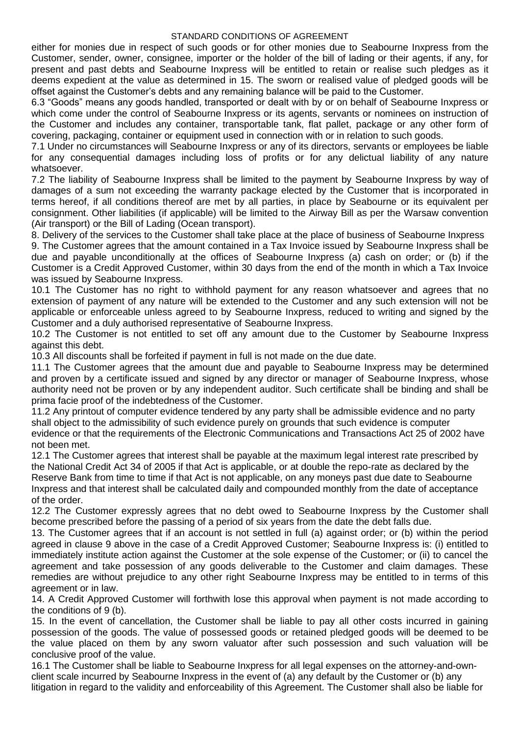either for monies due in respect of such goods or for other monies due to Seabourne Inxpress from the Customer, sender, owner, consignee, importer or the holder of the bill of lading or their agents, if any, for present and past debts and Seabourne Inxpress will be entitled to retain or realise such pledges as it deems expedient at the value as determined in 15. The sworn or realised value of pledged goods will be offset against the Customer's debts and any remaining balance will be paid to the Customer.

6.3 "Goods" means any goods handled, transported or dealt with by or on behalf of Seabourne Inxpress or which come under the control of Seabourne Inxpress or its agents, servants or nominees on instruction of the Customer and includes any container, transportable tank, flat pallet, package or any other form of covering, packaging, container or equipment used in connection with or in relation to such goods.

7.1 Under no circumstances will Seabourne Inxpress or any of its directors, servants or employees be liable for any consequential damages including loss of profits or for any delictual liability of any nature whatsoever.

7.2 The liability of Seabourne Inxpress shall be limited to the payment by Seabourne Inxpress by way of damages of a sum not exceeding the warranty package elected by the Customer that is incorporated in terms hereof, if all conditions thereof are met by all parties, in place by Seabourne or its equivalent per consignment. Other liabilities (if applicable) will be limited to the Airway Bill as per the Warsaw convention (Air transport) or the Bill of Lading (Ocean transport).

8. Delivery of the services to the Customer shall take place at the place of business of Seabourne Inxpress

9. The Customer agrees that the amount contained in a Tax Invoice issued by Seabourne Inxpress shall be due and payable unconditionally at the offices of Seabourne Inxpress (a) cash on order; or (b) if the Customer is a Credit Approved Customer, within 30 days from the end of the month in which a Tax Invoice was issued by Seabourne Inxpress.

10.1 The Customer has no right to withhold payment for any reason whatsoever and agrees that no extension of payment of any nature will be extended to the Customer and any such extension will not be applicable or enforceable unless agreed to by Seabourne Inxpress, reduced to writing and signed by the Customer and a duly authorised representative of Seabourne Inxpress.

10.2 The Customer is not entitled to set off any amount due to the Customer by Seabourne Inxpress against this debt.

10.3 All discounts shall be forfeited if payment in full is not made on the due date.

11.1 The Customer agrees that the amount due and payable to Seabourne Inxpress may be determined and proven by a certificate issued and signed by any director or manager of Seabourne Inxpress, whose authority need not be proven or by any independent auditor. Such certificate shall be binding and shall be prima facie proof of the indebtedness of the Customer.

11.2 Any printout of computer evidence tendered by any party shall be admissible evidence and no party shall object to the admissibility of such evidence purely on grounds that such evidence is computer evidence or that the requirements of the Electronic Communications and Transactions Act 25 of 2002 have not been met.

12.1 The Customer agrees that interest shall be payable at the maximum legal interest rate prescribed by the National Credit Act 34 of 2005 if that Act is applicable, or at double the repo-rate as declared by the Reserve Bank from time to time if that Act is not applicable, on any moneys past due date to Seabourne Inxpress and that interest shall be calculated daily and compounded monthly from the date of acceptance of the order.

12.2 The Customer expressly agrees that no debt owed to Seabourne Inxpress by the Customer shall become prescribed before the passing of a period of six years from the date the debt falls due.

13. The Customer agrees that if an account is not settled in full (a) against order; or (b) within the period agreed in clause 9 above in the case of a Credit Approved Customer; Seabourne Inxpress is: (i) entitled to immediately institute action against the Customer at the sole expense of the Customer; or (ii) to cancel the agreement and take possession of any goods deliverable to the Customer and claim damages. These remedies are without prejudice to any other right Seabourne Inxpress may be entitled to in terms of this agreement or in law.

14. A Credit Approved Customer will forthwith lose this approval when payment is not made according to the conditions of 9 (b).

15. In the event of cancellation, the Customer shall be liable to pay all other costs incurred in gaining possession of the goods. The value of possessed goods or retained pledged goods will be deemed to be the value placed on them by any sworn valuator after such possession and such valuation will be conclusive proof of the value.

16.1 The Customer shall be liable to Seabourne Inxpress for all legal expenses on the attorney-and-own-client scale incurred by Seabourne Inxpress in the event of (a) any default by the Customer or (b) any litigation in regard to the validity and enforceability of this Agreement. The Customer shall also be liable for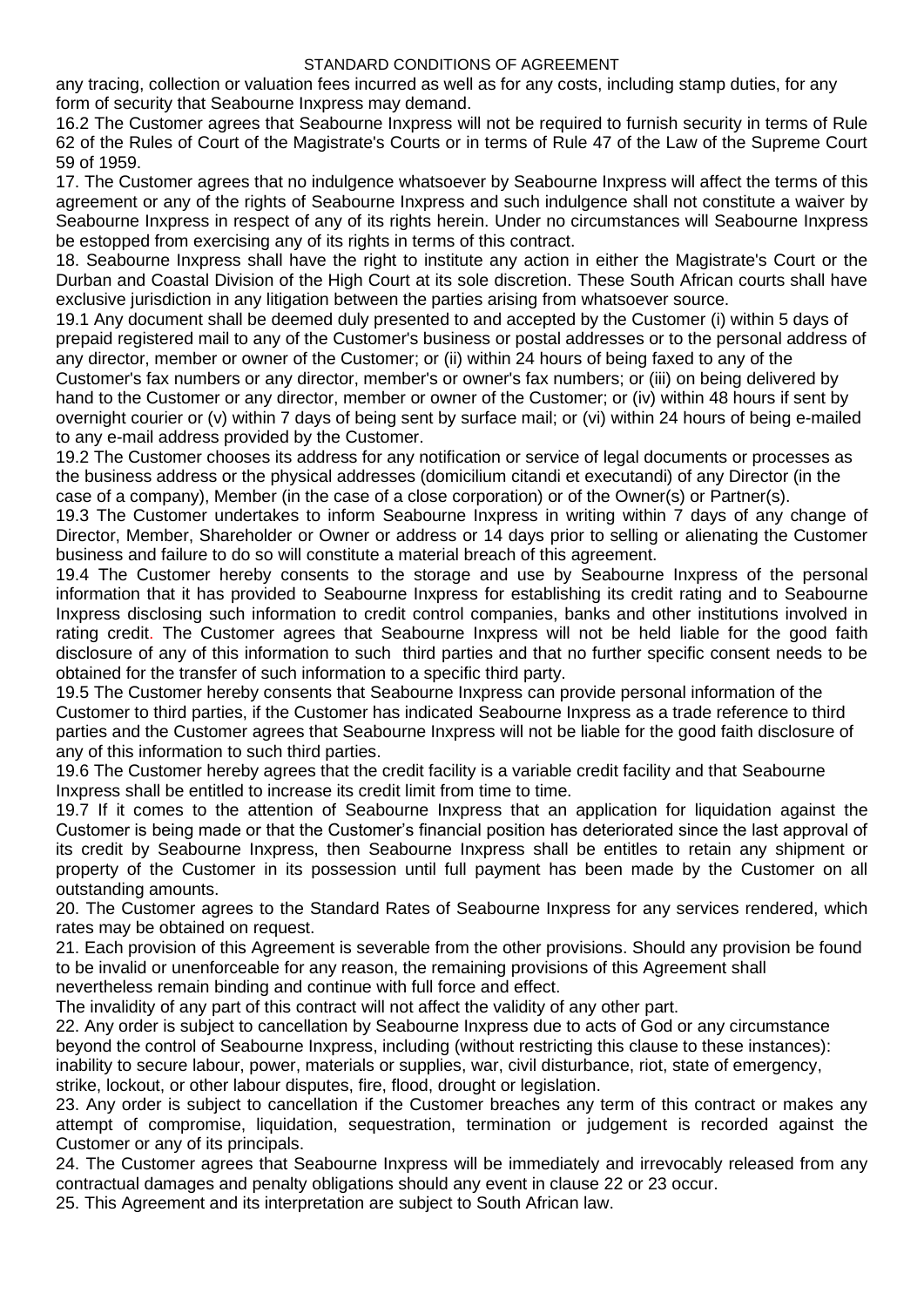any tracing, collection or valuation fees incurred as well as for any costs, including stamp duties, for any form of security that Seabourne Inxpress may demand.

16.2 The Customer agrees that Seabourne Inxpress will not be required to furnish security in terms of Rule 62 of the Rules of Court of the Magistrate's Courts or in terms of Rule 47 of the Law of the Supreme Court 59 of 1959.

17. The Customer agrees that no indulgence whatsoever by Seabourne Inxpress will affect the terms of this agreement or any of the rights of Seabourne Inxpress and such indulgence shall not constitute a waiver by Seabourne Inxpress in respect of any of its rights herein. Under no circumstances will Seabourne Inxpress be estopped from exercising any of its rights in terms of this contract.

18. Seabourne Inxpress shall have the right to institute any action in either the Magistrate's Court or the Durban and Coastal Division of the High Court at its sole discretion. These South African courts shall have exclusive jurisdiction in any litigation between the parties arising from whatsoever source.

19.1 Any document shall be deemed duly presented to and accepted by the Customer (i) within 5 days of prepaid registered mail to any of the Customer's business or postal addresses or to the personal address of any director, member or owner of the Customer; or (ii) within 24 hours of being faxed to any of the Customer's fax numbers or any director, member's or owner's fax numbers; or (iii) on being delivered by hand to the Customer or any director, member or owner of the Customer; or (iv) within 48 hours if sent by overnight courier or (v) within 7 days of being sent by surface mail; or (vi) within 24 hours of being e-mailed to any e-mail address provided by the Customer.

19.2 The Customer chooses its address for any notification or service of legal documents or processes as the business address or the physical addresses (domicilium citandi et executandi) of any Director (in the case of a company), Member (in the case of a close corporation) or of the Owner(s) or Partner(s).

19.3 The Customer undertakes to inform Seabourne Inxpress in writing within 7 days of any change of Director, Member, Shareholder or Owner or address or 14 days prior to selling or alienating the Customer business and failure to do so will constitute a material breach of this agreement.

19.4 The Customer hereby consents to the storage and use by Seabourne Inxpress of the personal information that it has provided to Seabourne Inxpress for establishing its credit rating and to Seabourne Inxpress disclosing such information to credit control companies, banks and other institutions involved in rating credit. The Customer agrees that Seabourne Inxpress will not be held liable for the good faith disclosure of any of this information to such third parties and that no further specific consent needs to be obtained for the transfer of such information to a specific third party.

19.5 The Customer hereby consents that Seabourne Inxpress can provide personal information of the Customer to third parties, if the Customer has indicated Seabourne Inxpress as a trade reference to third parties and the Customer agrees that Seabourne Inxpress will not be liable for the good faith disclosure of any of this information to such third parties.

19.6 The Customer hereby agrees that the credit facility is a variable credit facility and that Seabourne Inxpress shall be entitled to increase its credit limit from time to time.

19.7 If it comes to the attention of Seabourne Inxpress that an application for liquidation against the Customer is being made or that the Customer's financial position has deteriorated since the last approval of its credit by Seabourne Inxpress, then Seabourne Inxpress shall be entitles to retain any shipment or property of the Customer in its possession until full payment has been made by the Customer on all outstanding amounts.

20. The Customer agrees to the Standard Rates of Seabourne Inxpress for any services rendered, which rates may be obtained on request.

21. Each provision of this Agreement is severable from the other provisions. Should any provision be found to be invalid or unenforceable for any reason, the remaining provisions of this Agreement shall nevertheless remain binding and continue with full force and effect.

The invalidity of any part of this contract will not affect the validity of any other part.

22. Any order is subject to cancellation by Seabourne Inxpress due to acts of God or any circumstance beyond the control of Seabourne Inxpress, including (without restricting this clause to these instances): inability to secure labour, power, materials or supplies, war, civil disturbance, riot, state of emergency, strike, lockout, or other labour disputes, fire, flood, drought or legislation.

23. Any order is subject to cancellation if the Customer breaches any term of this contract or makes any attempt of compromise, liquidation, sequestration, termination or judgement is recorded against the Customer or any of its principals.

24. The Customer agrees that Seabourne Inxpress will be immediately and irrevocably released from any contractual damages and penalty obligations should any event in clause 22 or 23 occur.

25. This Agreement and its interpretation are subject to South African law.